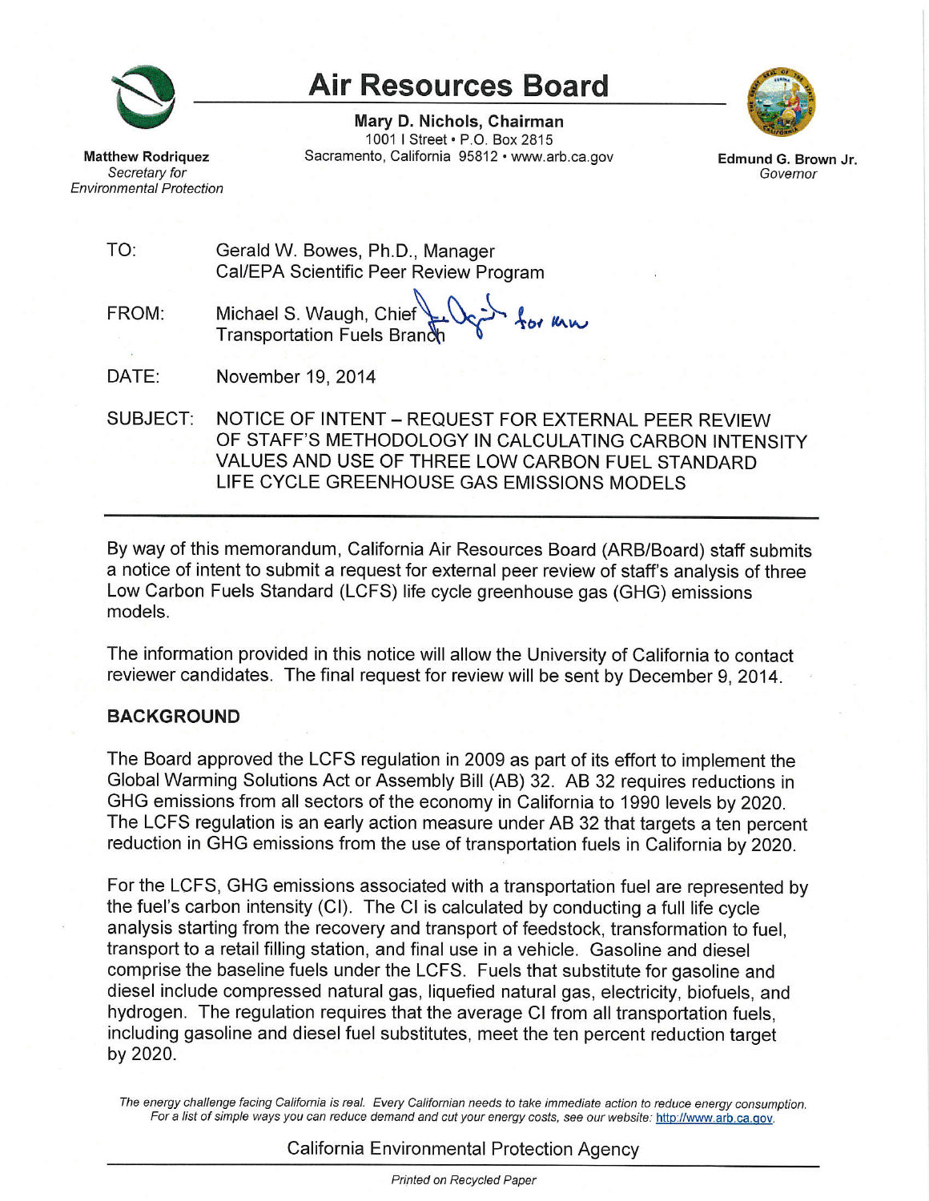# Air Resources Board

**Mary D. Nichols, Chairman**
1001 I Street • P.O. Box 2815
Sacramento, California 95812 • www.arb.ca.gov

**Matthew Rodriquez**
*Secretary for Environmental Protection*

**Edmund G. Brown Jr.**
*Governor*

TO: Gerald W. Bowes, Ph.D., Manager
Cal/EPA Scientific Peer Review Program

FROM: Michael S. Waugh, Chief
Transportation Fuels Branch

DATE: November 19, 2014

SUBJECT: NOTICE OF INTENT – REQUEST FOR EXTERNAL PEER REVIEW OF STAFF'S METHODOLOGY IN CALCULATING CARBON INTENSITY VALUES AND USE OF THREE LOW CARBON FUEL STANDARD LIFE CYCLE GREENHOUSE GAS EMISSIONS MODELS

---

By way of this memorandum, California Air Resources Board (ARB/Board) staff submits a notice of intent to submit a request for external peer review of staff's analysis of three Low Carbon Fuels Standard (LCFS) life cycle greenhouse gas (GHG) emissions models.

The information provided in this notice will allow the University of California to contact reviewer candidates. The final request for review will be sent by December 9, 2014.

## BACKGROUND

The Board approved the LCFS regulation in 2009 as part of its effort to implement the Global Warming Solutions Act or Assembly Bill (AB) 32. AB 32 requires reductions in GHG emissions from all sectors of the economy in California to 1990 levels by 2020. The LCFS regulation is an early action measure under AB 32 that targets a ten percent reduction in GHG emissions from the use of transportation fuels in California by 2020.

For the LCFS, GHG emissions associated with a transportation fuel are represented by the fuel's carbon intensity (CI). The CI is calculated by conducting a full life cycle analysis starting from the recovery and transport of feedstock, transformation to fuel, transport to a retail filling station, and final use in a vehicle. Gasoline and diesel comprise the baseline fuels under the LCFS. Fuels that substitute for gasoline and diesel include compressed natural gas, liquefied natural gas, electricity, biofuels, and hydrogen. The regulation requires that the average CI from all transportation fuels, including gasoline and diesel fuel substitutes, meet the ten percent reduction target by 2020.

*The energy challenge facing California is real. Every Californian needs to take immediate action to reduce energy consumption. For a list of simple ways you can reduce demand and cut your energy costs, see our website: http://www.arb.ca.gov.*

California Environmental Protection Agency

*Printed on Recycled Paper*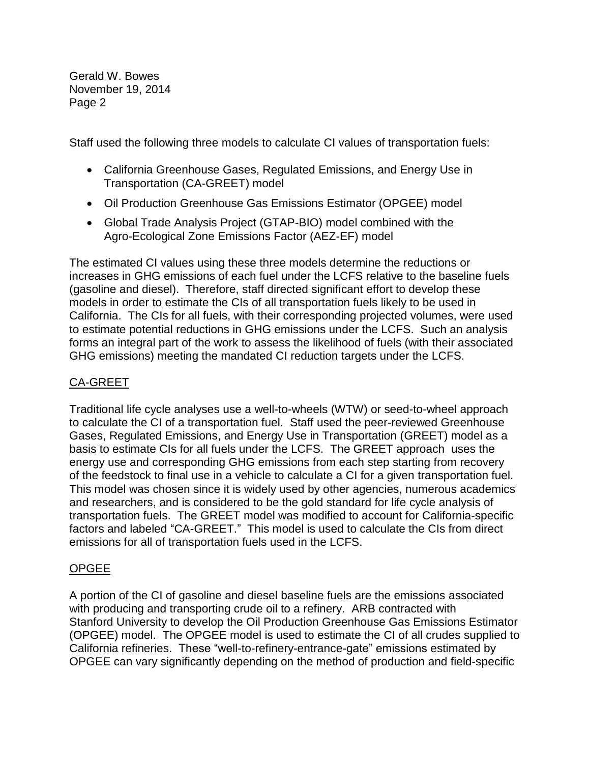Staff used the following three models to calculate CI values of transportation fuels:

- California Greenhouse Gases, Regulated Emissions, and Energy Use in Transportation (CA-GREET) model
- Oil Production Greenhouse Gas Emissions Estimator (OPGEE) model
- Global Trade Analysis Project (GTAP-BIO) model combined with the Agro-Ecological Zone Emissions Factor (AEZ-EF) model

The estimated CI values using these three models determine the reductions or increases in GHG emissions of each fuel under the LCFS relative to the baseline fuels (gasoline and diesel). Therefore, staff directed significant effort to develop these models in order to estimate the CIs of all transportation fuels likely to be used in California. The CIs for all fuels, with their corresponding projected volumes, were used to estimate potential reductions in GHG emissions under the LCFS. Such an analysis forms an integral part of the work to assess the likelihood of fuels (with their associated GHG emissions) meeting the mandated CI reduction targets under the LCFS.

## CA-GREET

Traditional life cycle analyses use a well-to-wheels (WTW) or seed-to-wheel approach to calculate the CI of a transportation fuel. Staff used the peer-reviewed Greenhouse Gases, Regulated Emissions, and Energy Use in Transportation (GREET) model as a basis to estimate CIs for all fuels under the LCFS. The GREET approach uses the energy use and corresponding GHG emissions from each step starting from recovery of the feedstock to final use in a vehicle to calculate a CI for a given transportation fuel. This model was chosen since it is widely used by other agencies, numerous academics and researchers, and is considered to be the gold standard for life cycle analysis of transportation fuels. The GREET model was modified to account for California-specific factors and labeled "CA-GREET." This model is used to calculate the CIs from direct emissions for all of transportation fuels used in the LCFS.

## OPGEE

A portion of the CI of gasoline and diesel baseline fuels are the emissions associated with producing and transporting crude oil to a refinery. ARB contracted with Stanford University to develop the Oil Production Greenhouse Gas Emissions Estimator (OPGEE) model. The OPGEE model is used to estimate the CI of all crudes supplied to California refineries. These "well-to-refinery-entrance-gate" emissions estimated by OPGEE can vary significantly depending on the method of production and field-specific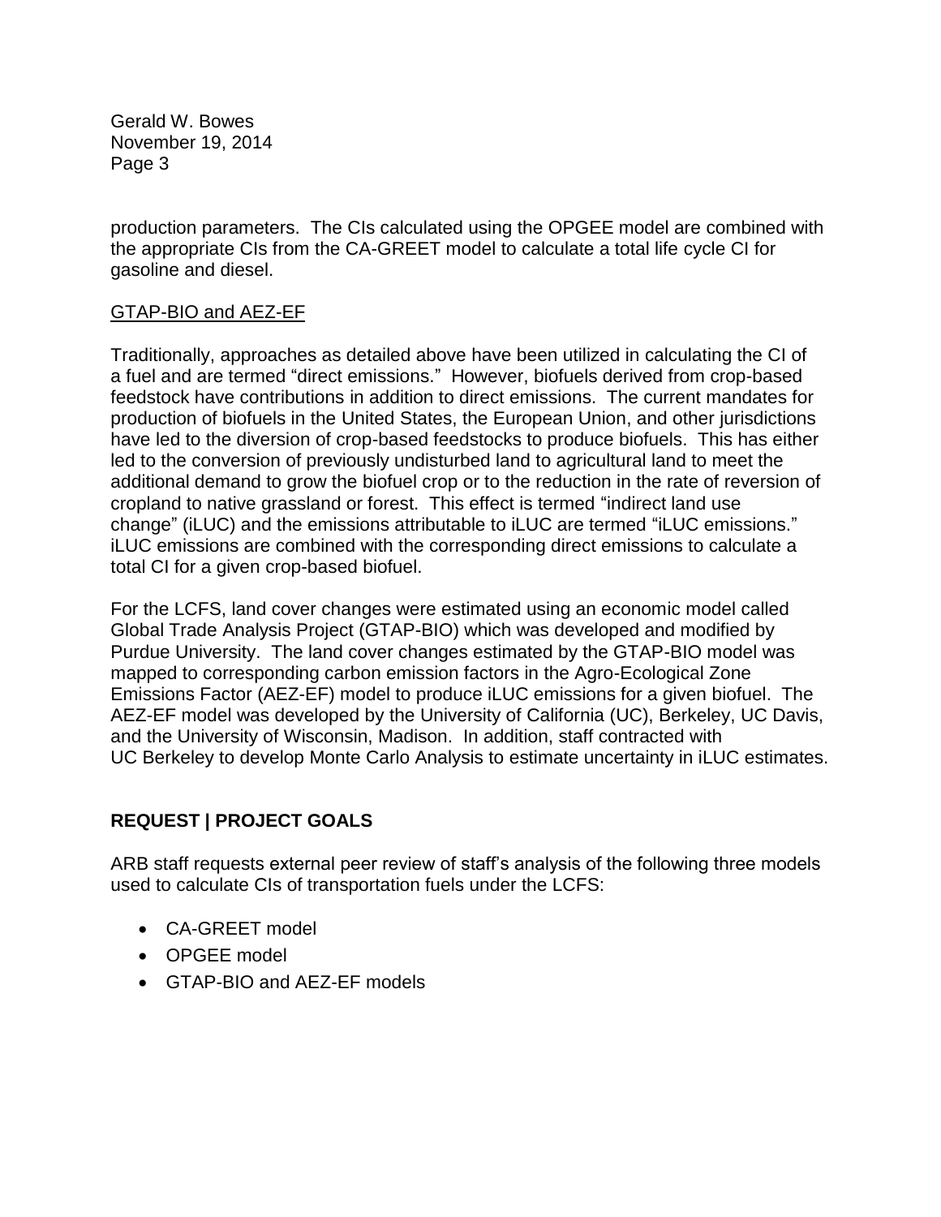production parameters. The CIs calculated using the OPGEE model are combined with the appropriate CIs from the CA-GREET model to calculate a total life cycle CI for gasoline and diesel.

<u>GTAP-BIO and AEZ-EF</u>

Traditionally, approaches as detailed above have been utilized in calculating the CI of a fuel and are termed “direct emissions.” However, biofuels derived from crop-based feedstock have contributions in addition to direct emissions. The current mandates for production of biofuels in the United States, the European Union, and other jurisdictions have led to the diversion of crop-based feedstocks to produce biofuels. This has either led to the conversion of previously undisturbed land to agricultural land to meet the additional demand to grow the biofuel crop or to the reduction in the rate of reversion of cropland to native grassland or forest. This effect is termed “indirect land use change” (iLUC) and the emissions attributable to iLUC are termed “iLUC emissions.” iLUC emissions are combined with the corresponding direct emissions to calculate a total CI for a given crop-based biofuel.

For the LCFS, land cover changes were estimated using an economic model called Global Trade Analysis Project (GTAP-BIO) which was developed and modified by Purdue University. The land cover changes estimated by the GTAP-BIO model was mapped to corresponding carbon emission factors in the Agro-Ecological Zone Emissions Factor (AEZ-EF) model to produce iLUC emissions for a given biofuel. The AEZ-EF model was developed by the University of California (UC), Berkeley, UC Davis, and the University of Wisconsin, Madison. In addition, staff contracted with UC Berkeley to develop Monte Carlo Analysis to estimate uncertainty in iLUC estimates.

## REQUEST | PROJECT GOALS

ARB staff requests external peer review of staff’s analysis of the following three models used to calculate CIs of transportation fuels under the LCFS:

- CA-GREET model
- OPGEE model
- GTAP-BIO and AEZ-EF models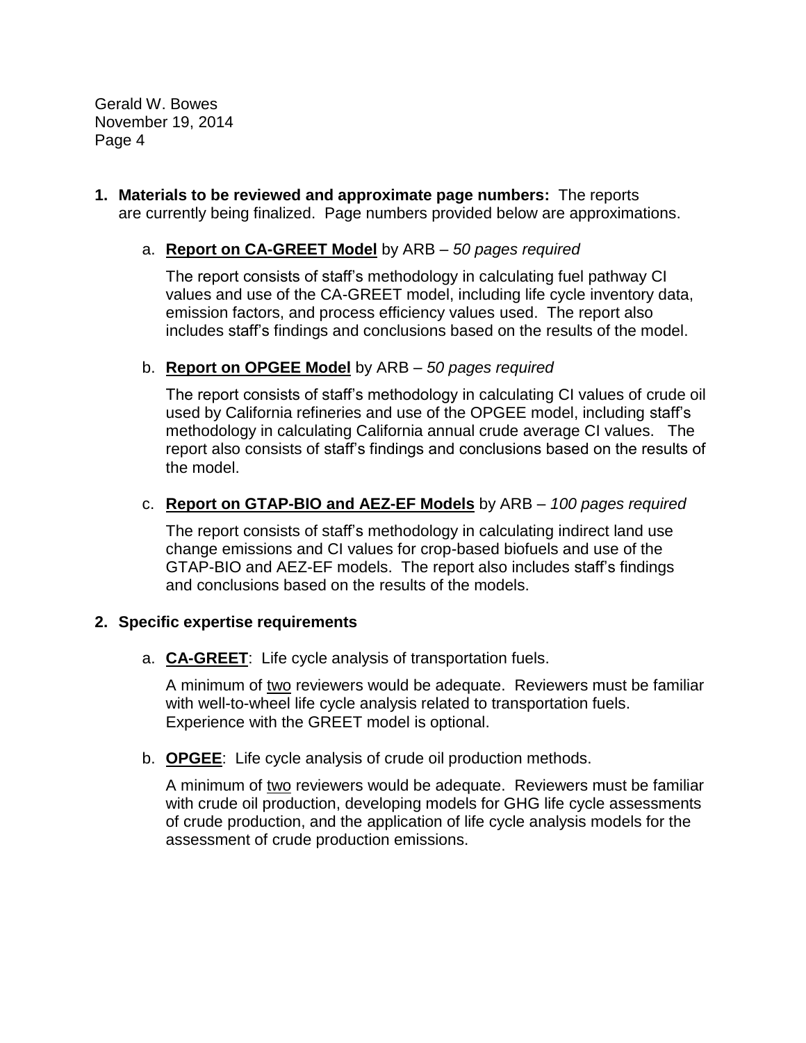1. **Materials to be reviewed and approximate page numbers:** The reports are currently being finalized. Page numbers provided below are approximations.

   a. **Report on CA-GREET Model** by ARB – *50 pages required*

      The report consists of staff's methodology in calculating fuel pathway CI values and use of the CA-GREET model, including life cycle inventory data, emission factors, and process efficiency values used. The report also includes staff's findings and conclusions based on the results of the model.

   b. **Report on OPGEE Model** by ARB – *50 pages required*

      The report consists of staff's methodology in calculating CI values of crude oil used by California refineries and use of the OPGEE model, including staff's methodology in calculating California annual crude average CI values. The report also consists of staff's findings and conclusions based on the results of the model.

   c. **Report on GTAP-BIO and AEZ-EF Models** by ARB – *100 pages required*

      The report consists of staff's methodology in calculating indirect land use change emissions and CI values for crop-based biofuels and use of the GTAP-BIO and AEZ-EF models. The report also includes staff's findings and conclusions based on the results of the models.

2. **Specific expertise requirements**

   a. **CA-GREET**: Life cycle analysis of transportation fuels.

      A minimum of two reviewers would be adequate. Reviewers must be familiar with well-to-wheel life cycle analysis related to transportation fuels. Experience with the GREET model is optional.

   b. **OPGEE**: Life cycle analysis of crude oil production methods.

      A minimum of two reviewers would be adequate. Reviewers must be familiar with crude oil production, developing models for GHG life cycle assessments of crude production, and the application of life cycle analysis models for the assessment of crude production emissions.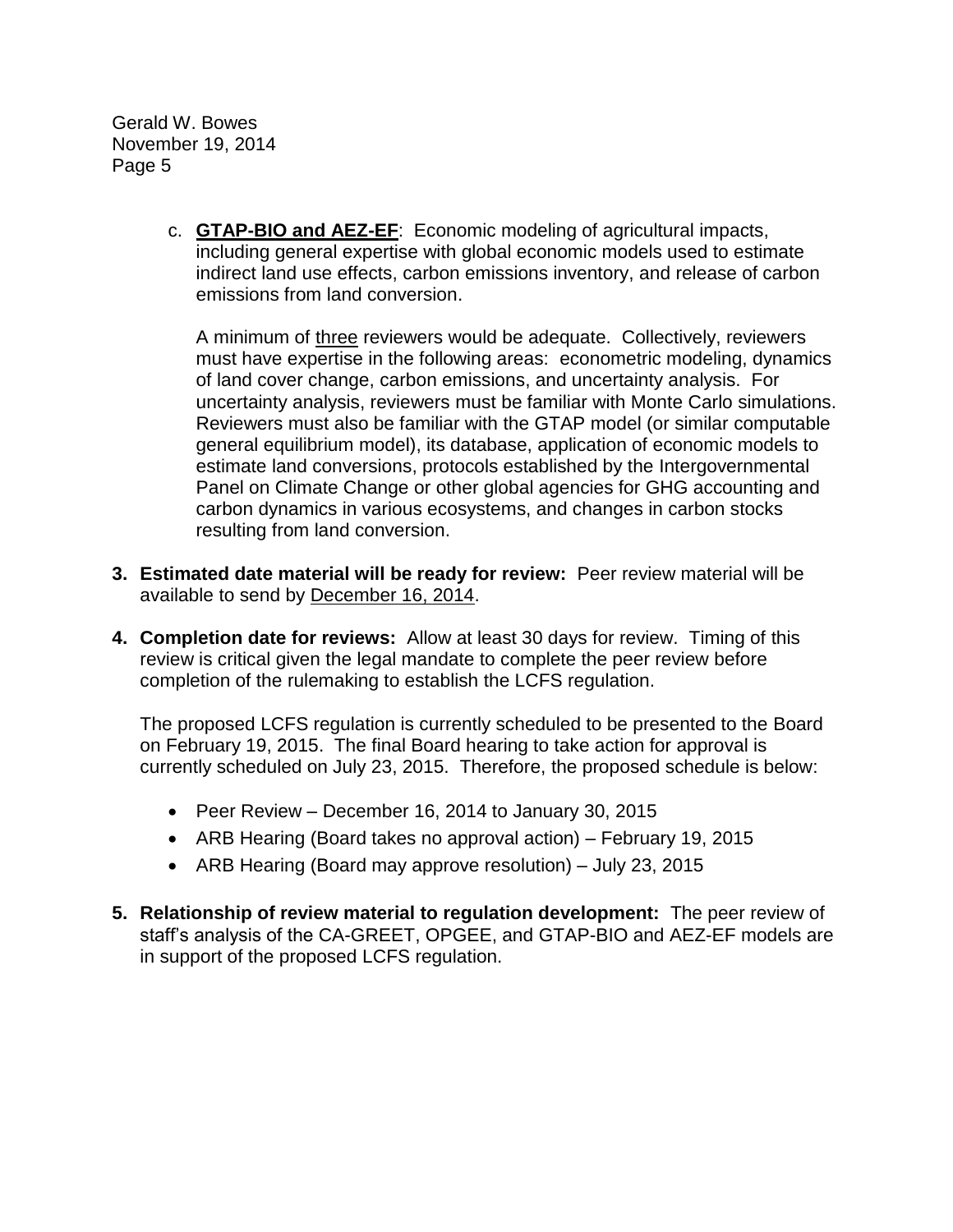c. **GTAP-BIO and AEZ-EF**: Economic modeling of agricultural impacts, including general expertise with global economic models used to estimate indirect land use effects, carbon emissions inventory, and release of carbon emissions from land conversion.

   A minimum of three reviewers would be adequate. Collectively, reviewers must have expertise in the following areas: econometric modeling, dynamics of land cover change, carbon emissions, and uncertainty analysis. For uncertainty analysis, reviewers must be familiar with Monte Carlo simulations. Reviewers must also be familiar with the GTAP model (or similar computable general equilibrium model), its database, application of economic models to estimate land conversions, protocols established by the Intergovernmental Panel on Climate Change or other global agencies for GHG accounting and carbon dynamics in various ecosystems, and changes in carbon stocks resulting from land conversion.

**3. Estimated date material will be ready for review:** Peer review material will be available to send by December 16, 2014.

**4. Completion date for reviews:** Allow at least 30 days for review. Timing of this review is critical given the legal mandate to complete the peer review before completion of the rulemaking to establish the LCFS regulation.

The proposed LCFS regulation is currently scheduled to be presented to the Board on February 19, 2015. The final Board hearing to take action for approval is currently scheduled on July 23, 2015. Therefore, the proposed schedule is below:

- Peer Review – December 16, 2014 to January 30, 2015
- ARB Hearing (Board takes no approval action) – February 19, 2015
- ARB Hearing (Board may approve resolution) – July 23, 2015

**5. Relationship of review material to regulation development:** The peer review of staff's analysis of the CA-GREET, OPGEE, and GTAP-BIO and AEZ-EF models are in support of the proposed LCFS regulation.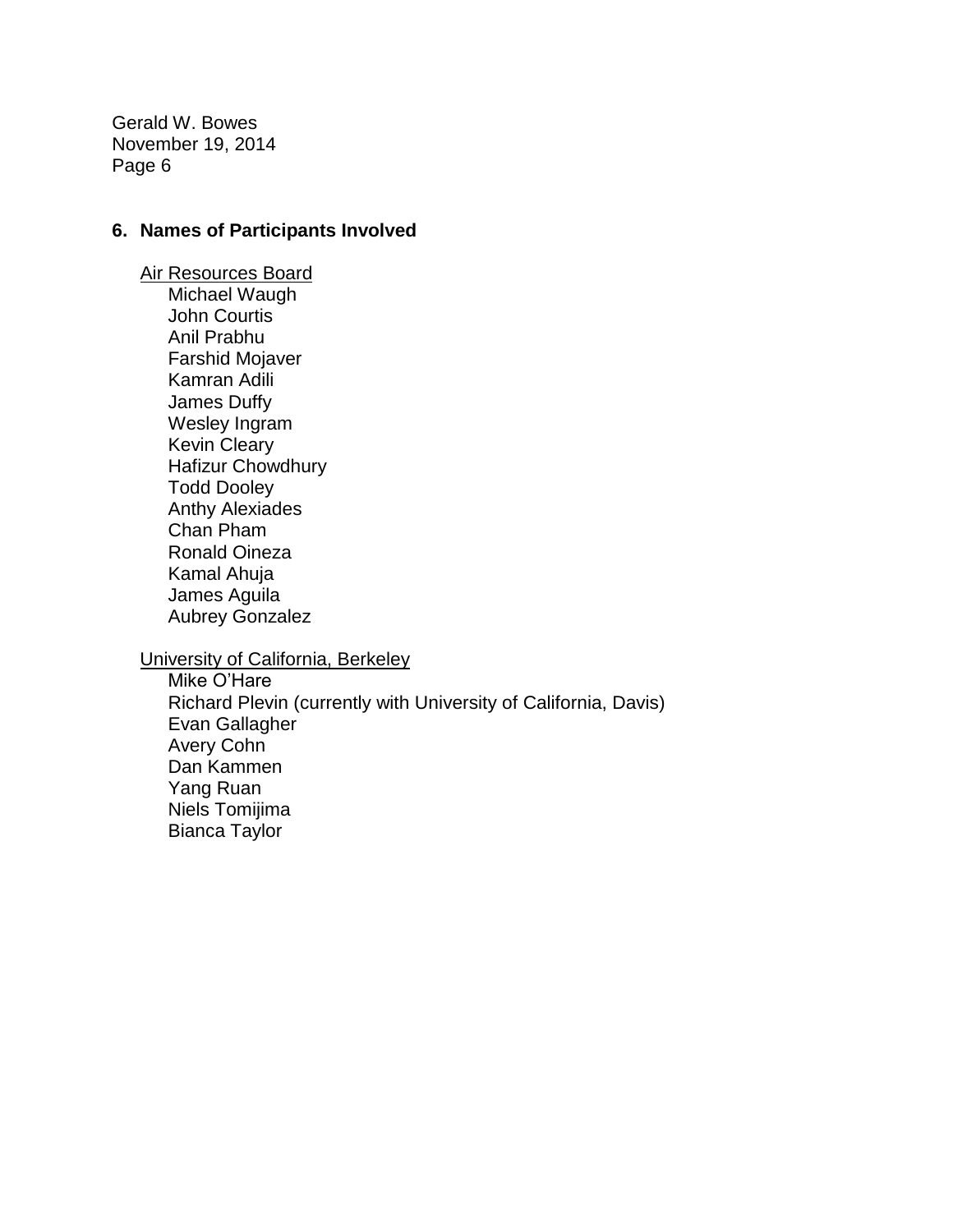## 6. Names of Participants Involved

Air Resources Board

- Michael Waugh
- John Courtis
- Anil Prabhu
- Farshid Mojaver
- Kamran Adili
- James Duffy
- Wesley Ingram
- Kevin Cleary
- Hafizur Chowdhury
- Todd Dooley
- Anthy Alexiades
- Chan Pham
- Ronald Oineza
- Kamal Ahuja
- James Aguila
- Aubrey Gonzalez

University of California, Berkeley

- Mike O'Hare
- Richard Plevin (currently with University of California, Davis)
- Evan Gallagher
- Avery Cohn
- Dan Kammen
- Yang Ruan
- Niels Tomijima
- Bianca Taylor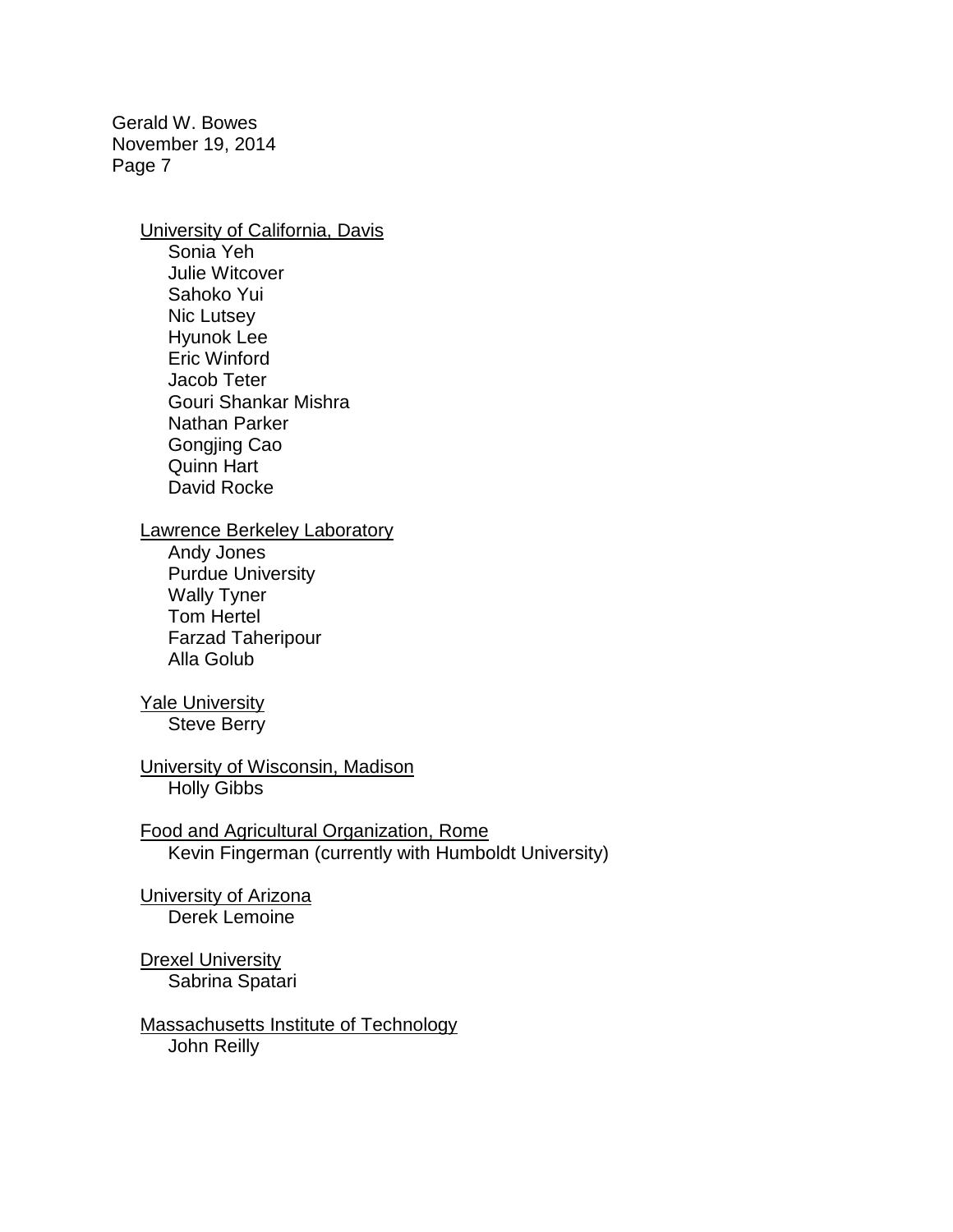<u>University of California, Davis</u>
Sonia Yeh
Julie Witcover
Sahoko Yui
Nic Lutsey
Hyunok Lee
Eric Winford
Jacob Teter
Gouri Shankar Mishra
Nathan Parker
Gongjing Cao
Quinn Hart
David Rocke

<u>Lawrence Berkeley Laboratory</u>
Andy Jones
Purdue University
Wally Tyner
Tom Hertel
Farzad Taheripour
Alla Golub

<u>Yale University</u>
Steve Berry

<u>University of Wisconsin, Madison</u>
Holly Gibbs

<u>Food and Agricultural Organization, Rome</u>
Kevin Fingerman (currently with Humboldt University)

<u>University of Arizona</u>
Derek Lemoine

<u>Drexel University</u>
Sabrina Spatari

<u>Massachusetts Institute of Technology</u>
John Reilly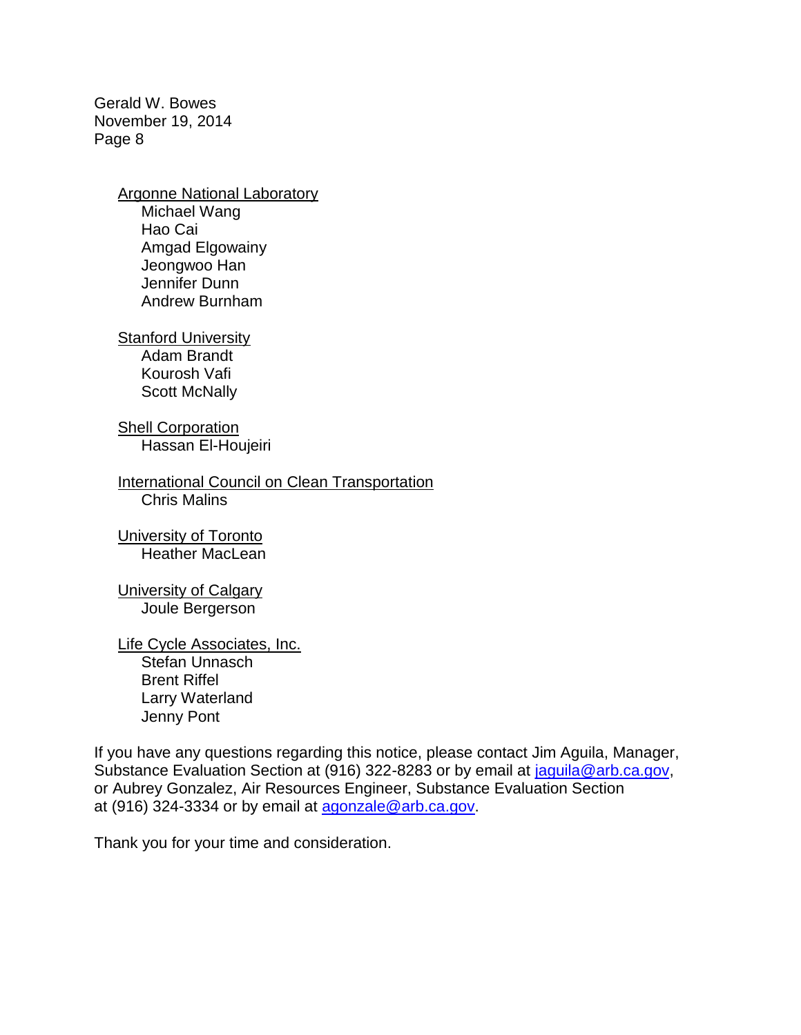Argonne National Laboratory
- Michael Wang
- Hao Cai
- Amgad Elgowainy
- Jeongwoo Han
- Jennifer Dunn
- Andrew Burnham

Stanford University
- Adam Brandt
- Kourosh Vafi
- Scott McNally

Shell Corporation
- Hassan El-Houjeiri

International Council on Clean Transportation
- Chris Malins

University of Toronto
- Heather MacLean

University of Calgary
- Joule Bergerson

Life Cycle Associates, Inc.
- Stefan Unnasch
- Brent Riffel
- Larry Waterland
- Jenny Pont

If you have any questions regarding this notice, please contact Jim Aguila, Manager, Substance Evaluation Section at (916) 322-8283 or by email at jaguila@arb.ca.gov, or Aubrey Gonzalez, Air Resources Engineer, Substance Evaluation Section at (916) 324-3334 or by email at agonzale@arb.ca.gov.

Thank you for your time and consideration.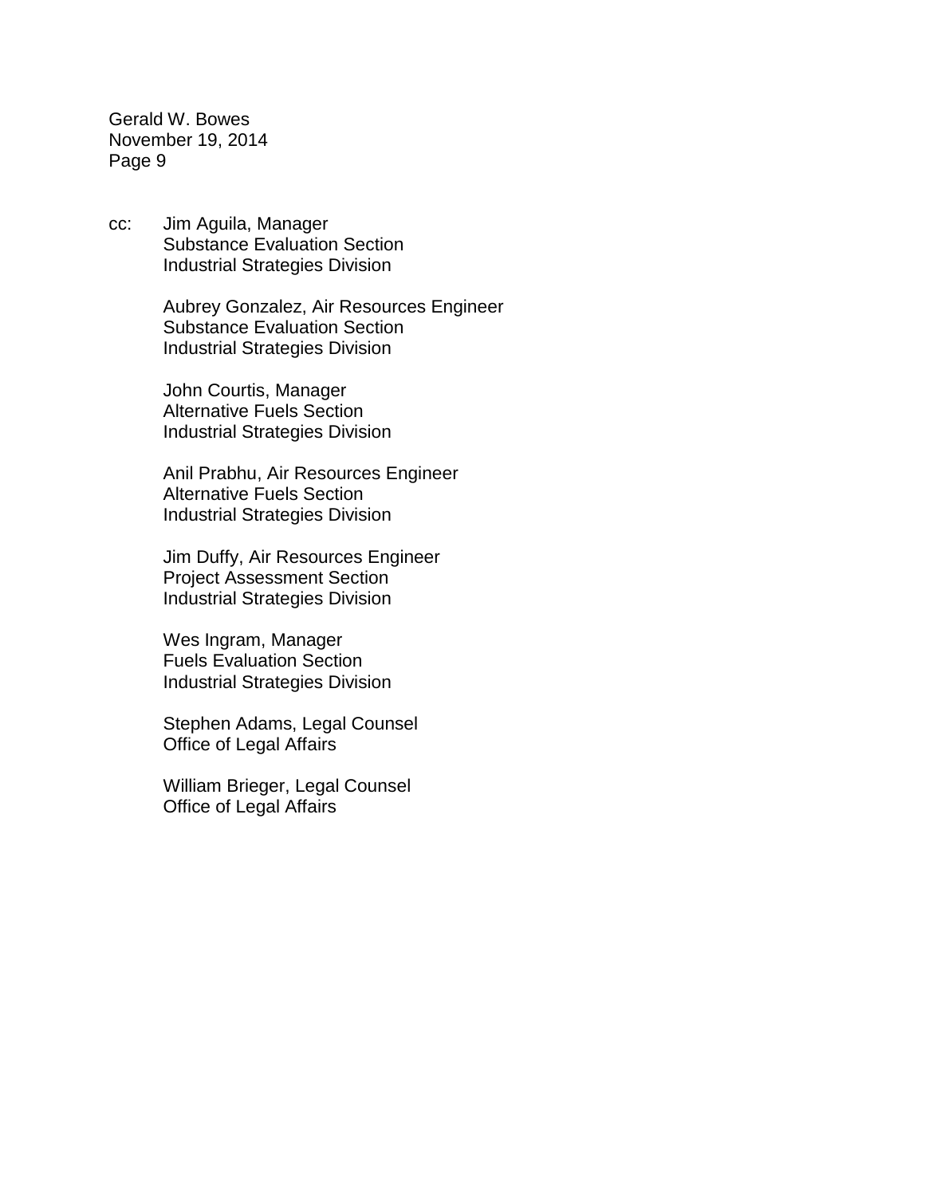cc: Jim Aguila, Manager
Substance Evaluation Section
Industrial Strategies Division

Aubrey Gonzalez, Air Resources Engineer
Substance Evaluation Section
Industrial Strategies Division

John Courtis, Manager
Alternative Fuels Section
Industrial Strategies Division

Anil Prabhu, Air Resources Engineer
Alternative Fuels Section
Industrial Strategies Division

Jim Duffy, Air Resources Engineer
Project Assessment Section
Industrial Strategies Division

Wes Ingram, Manager
Fuels Evaluation Section
Industrial Strategies Division

Stephen Adams, Legal Counsel
Office of Legal Affairs

William Brieger, Legal Counsel
Office of Legal Affairs